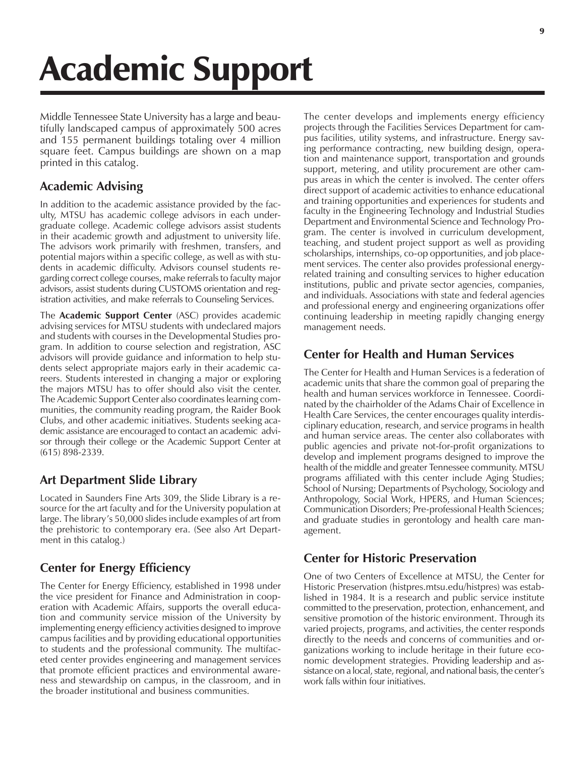# Academic Support

Middle Tennessee State University has a large and beautifully landscaped campus of approximately 500 acres and 155 permanent buildings totaling over 4 million square feet. Campus buildings are shown on a map printed in this catalog.

## Academic Advising

In addition to the academic assistance provided by the faculty, MTSU has academic college advisors in each undergraduate college. Academic college advisors assist students in their academic growth and adjustment to university life. The advisors work primarily with freshmen, transfers, and potential majors within a specific college, as well as with students in academic difficulty. Advisors counsel students regarding correct college courses, make referrals to faculty major advisors, assist students during CUSTOMS orientation and registration activities, and make referrals to Counseling Services.

The **Academic Support Center** (ASC) provides academic advising services for MTSU students with undeclared majors and students with courses in the Developmental Studies program. In addition to course selection and registration, ASC advisors will provide guidance and information to help students select appropriate majors early in their academic careers. Students interested in changing a major or exploring the majors MTSU has to offer should also visit the center. The Academic Support Center also coordinates learning communities, the community reading program, the Raider Book Clubs, and other academic initiatives. Students seeking academic assistance are encouraged to contact an academic advisor through their college or the Academic Support Center at (615) 898-2339.

## Art Department Slide Library

Located in Saunders Fine Arts 309, the Slide Library is a resource for the art faculty and for the University population at large. The library's 50,000 slides include examples of art from the prehistoric to contemporary era. (See also Art Department in this catalog.)

## Center for Energy Efficiency

The Center for Energy Efficiency, established in 1998 under the vice president for Finance and Administration in cooperation with Academic Affairs, supports the overall education and community service mission of the University by implementing energy efficiency activities designed to improve campus facilities and by providing educational opportunities to students and the professional community. The multifaceted center provides engineering and management services that promote efficient practices and environmental awareness and stewardship on campus, in the classroom, and in the broader institutional and business communities.

The center develops and implements energy efficiency projects through the Facilities Services Department for campus facilities, utility systems, and infrastructure. Energy saving performance contracting, new building design, operation and maintenance support, transportation and grounds support, metering, and utility procurement are other campus areas in which the center is involved. The center offers direct support of academic activities to enhance educational and training opportunities and experiences for students and faculty in the Engineering Technology and Industrial Studies Department and Environmental Science and Technology Program. The center is involved in curriculum development, teaching, and student project support as well as providing scholarships, internships, co-op opportunities, and job placement services. The center also provides professional energy-related training and consulting services to higher education institutions, public and private sector agencies, companies, and individuals. Associations with state and federal agencies and professional energy and engineering organizations offer continuing leadership in meeting rapidly changing energy management needs.

## Center for Health and Human Services

The Center for Health and Human Services is a federation of academic units that share the common goal of preparing the health and human services workforce in Tennessee. Coordinated by the chairholder of the Adams Chair of Excellence in Health Care Services, the center encourages quality interdisciplinary education, research, and service programs in health and human service areas. The center also collaborates with public agencies and private not-for-profit organizations to develop and implement programs designed to improve the health of the middle and greater Tennessee community. MTSU programs affiliated with this center include Aging Studies; School of Nursing; Departments of Psychology, Sociology and Anthropology, Social Work, HPERS, and Human Sciences; Communication Disorders; Pre-professional Health Sciences; and graduate studies in gerontology and health care management.

## Center for Historic Preservation

One of two Centers of Excellence at MTSU, the Center for Historic Preservation (histpres.mtsu.edu/histpres) was established in 1984. It is a research and public service institute committed to the preservation, protection, enhancement, and sensitive promotion of the historic environment. Through its varied projects, programs, and activities, the center responds directly to the needs and concerns of communities and organizations working to include heritage in their future economic development strategies. Providing leadership and assistance on a local, state, regional, and national basis, the center's work falls within four initiatives.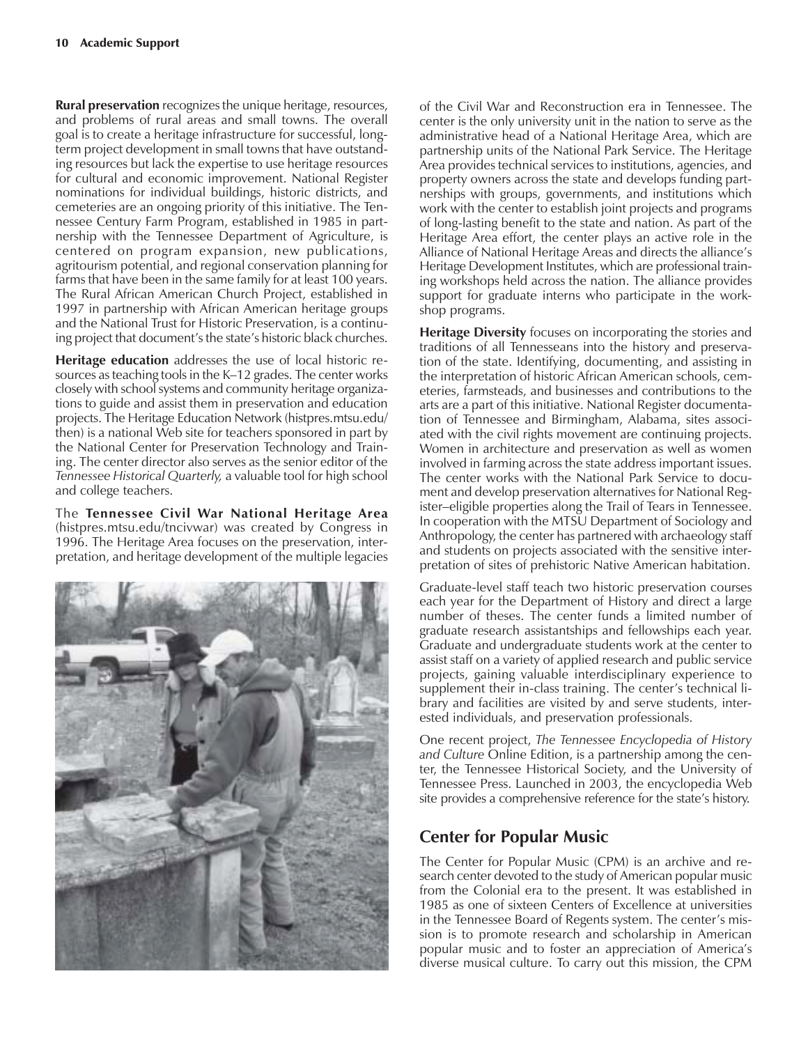**Rural preservation** recognizes the unique heritage, resources, and problems of rural areas and small towns. The overall goal is to create a heritage infrastructure for successful, long-term project development in small towns that have outstanding resources but lack the expertise to use heritage resources for cultural and economic improvement. National Register nominations for individual buildings, historic districts, and cemeteries are an ongoing priority of this initiative. The Tennessee Century Farm Program, established in 1985 in partnership with the Tennessee Department of Agriculture, is centered on program expansion, new publications, agritourism potential, and regional conservation planning for farms that have been in the same family for at least 100 years. The Rural African American Church Project, established in 1997 in partnership with African American heritage groups and the National Trust for Historic Preservation, is a continuing project that document's the state's historic black churches.

**Heritage education** addresses the use of local historic resources as teaching tools in the K–12 grades. The center works closely with school systems and community heritage organizations to guide and assist them in preservation and education projects. The Heritage Education Network (histpres.mtsu.edu/then) is a national Web site for teachers sponsored in part by the National Center for Preservation Technology and Training. The center director also serves as the senior editor of the *Tennessee Historical Quarterly,* a valuable tool for high school and college teachers.

The **Tennessee Civil War National Heritage Area** (histpres.mtsu.edu/tncivwar) was created by Congress in 1996. The Heritage Area focuses on the preservation, interpretation, and heritage development of the multiple legacies of the Civil War and Reconstruction era in Tennessee. The center is the only university unit in the nation to serve as the administrative head of a National Heritage Area, which are partnership units of the National Park Service. The Heritage Area provides technical services to institutions, agencies, and property owners across the state and develops funding partnerships with groups, governments, and institutions which work with the center to establish joint projects and programs of long-lasting benefit to the state and nation. As part of the Heritage Area effort, the center plays an active role in the Alliance of National Heritage Areas and directs the alliance's Heritage Development Institutes, which are professional training workshops held across the nation. The alliance provides support for graduate interns who participate in the workshop programs.

**Heritage Diversity** focuses on incorporating the stories and traditions of all Tennesseans into the history and preservation of the state. Identifying, documenting, and assisting in the interpretation of historic African American schools, cemeteries, farmsteads, and businesses and contributions to the arts are a part of this initiative. National Register documentation of Tennessee and Birmingham, Alabama, sites associated with the civil rights movement are continuing projects. Women in architecture and preservation as well as women involved in farming across the state address important issues. The center works with the National Park Service to document and develop preservation alternatives for National Register–eligible properties along the Trail of Tears in Tennessee. In cooperation with the MTSU Department of Sociology and Anthropology, the center has partnered with archaeology staff and students on projects associated with the sensitive interpretation of sites of prehistoric Native American habitation.

Graduate-level staff teach two historic preservation courses each year for the Department of History and direct a large number of theses. The center funds a limited number of graduate research assistantships and fellowships each year. Graduate and undergraduate students work at the center to assist staff on a variety of applied research and public service projects, gaining valuable interdisciplinary experience to supplement their in-class training. The center's technical library and facilities are visited by and serve students, interested individuals, and preservation professionals.

One recent project, *The Tennessee Encyclopedia of History and Culture* Online Edition, is a partnership among the center, the Tennessee Historical Society, and the University of Tennessee Press. Launched in 2003, the encyclopedia Web site provides a comprehensive reference for the state's history.

## Center for Popular Music

The Center for Popular Music (CPM) is an archive and research center devoted to the study of American popular music from the Colonial era to the present. It was established in 1985 as one of sixteen Centers of Excellence at universities in the Tennessee Board of Regents system. The center's mission is to promote research and scholarship in American popular music and to foster an appreciation of America's diverse musical culture. To carry out this mission, the CPM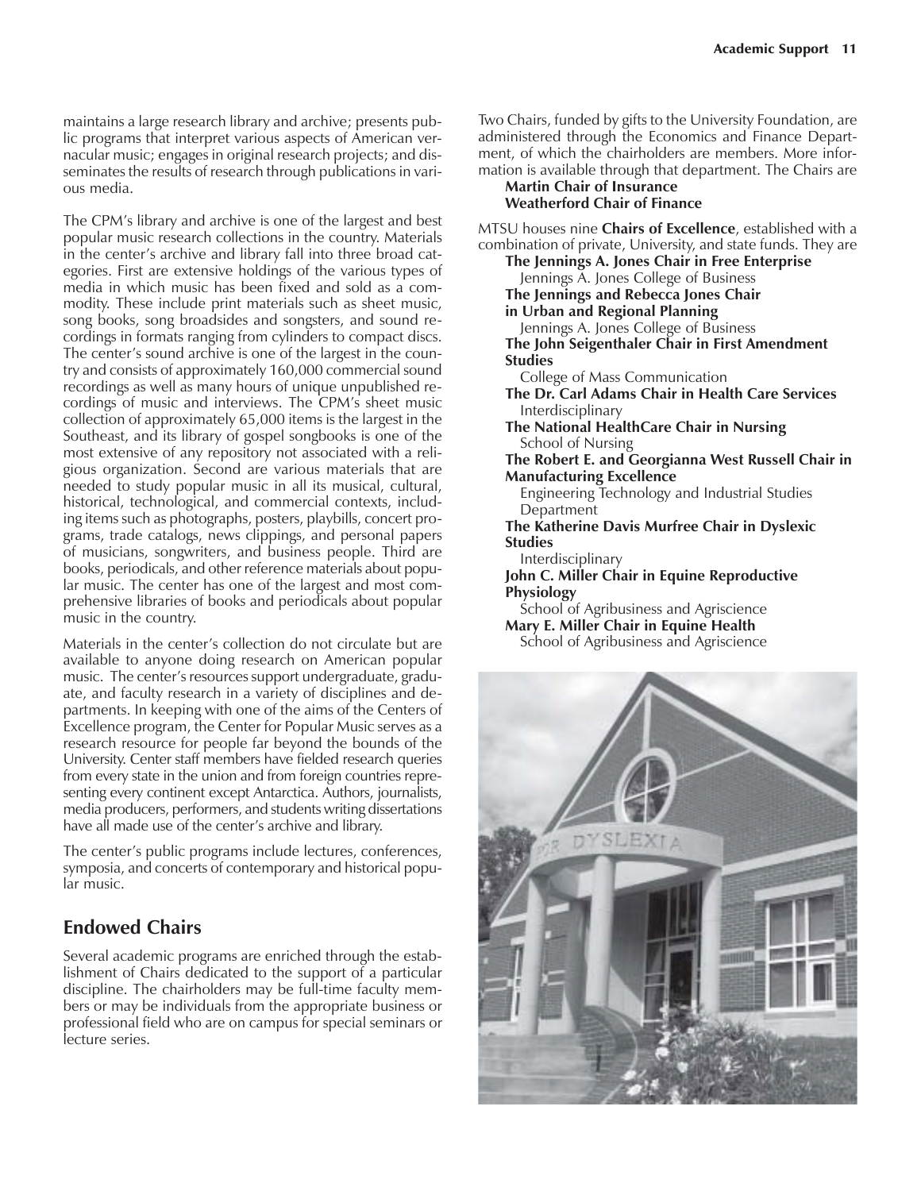maintains a large research library and archive; presents public programs that interpret various aspects of American vernacular music; engages in original research projects; and disseminates the results of research through publications in various media.

The CPM's library and archive is one of the largest and best popular music research collections in the country. Materials in the center's archive and library fall into three broad categories. First are extensive holdings of the various types of media in which music has been fixed and sold as a commodity. These include print materials such as sheet music, song books, song broadsides and songsters, and sound recordings in formats ranging from cylinders to compact discs. The center's sound archive is one of the largest in the country and consists of approximately 160,000 commercial sound recordings as well as many hours of unique unpublished recordings of music and interviews. The CPM's sheet music collection of approximately 65,000 items is the largest in the Southeast, and its library of gospel songbooks is one of the most extensive of any repository not associated with a religious organization. Second are various materials that are needed to study popular music in all its musical, cultural, historical, technological, and commercial contexts, including items such as photographs, posters, playbills, concert programs, trade catalogs, news clippings, and personal papers of musicians, songwriters, and business people. Third are books, periodicals, and other reference materials about popular music. The center has one of the largest and most comprehensive libraries of books and periodicals about popular music in the country.

Materials in the center's collection do not circulate but are available to anyone doing research on American popular music. The center's resources support undergraduate, graduate, and faculty research in a variety of disciplines and departments. In keeping with one of the aims of the Centers of Excellence program, the Center for Popular Music serves as a research resource for people far beyond the bounds of the University. Center staff members have fielded research queries from every state in the union and from foreign countries representing every continent except Antarctica. Authors, journalists, media producers, performers, and students writing dissertations have all made use of the center's archive and library.

The center's public programs include lectures, conferences, symposia, and concerts of contemporary and historical popular music.

## Endowed Chairs

Several academic programs are enriched through the establishment of Chairs dedicated to the support of a particular discipline. The chairholders may be full-time faculty members or may be individuals from the appropriate business or professional field who are on campus for special seminars or lecture series.

Two Chairs, funded by gifts to the University Foundation, are administered through the Economics and Finance Department, of which the chairholders are members. More information is available through that department. The Chairs are

**Martin Chair of Insurance**
**Weatherford Chair of Finance**

MTSU houses nine **Chairs of Excellence**, established with a combination of private, University, and state funds. They are

**The Jennings A. Jones Chair in Free Enterprise**
Jennings A. Jones College of Business

**The Jennings and Rebecca Jones Chair in Urban and Regional Planning**
Jennings A. Jones College of Business

**The John Seigenthaler Chair in First Amendment Studies**
College of Mass Communication

**The Dr. Carl Adams Chair in Health Care Services**
Interdisciplinary

**The National HealthCare Chair in Nursing**
School of Nursing

**The Robert E. and Georgianna West Russell Chair in Manufacturing Excellence**
Engineering Technology and Industrial Studies Department

**The Katherine Davis Murfree Chair in Dyslexic Studies**
Interdisciplinary

**John C. Miller Chair in Equine Reproductive Physiology**
School of Agribusiness and Agriscience

**Mary E. Miller Chair in Equine Health**
School of Agribusiness and Agriscience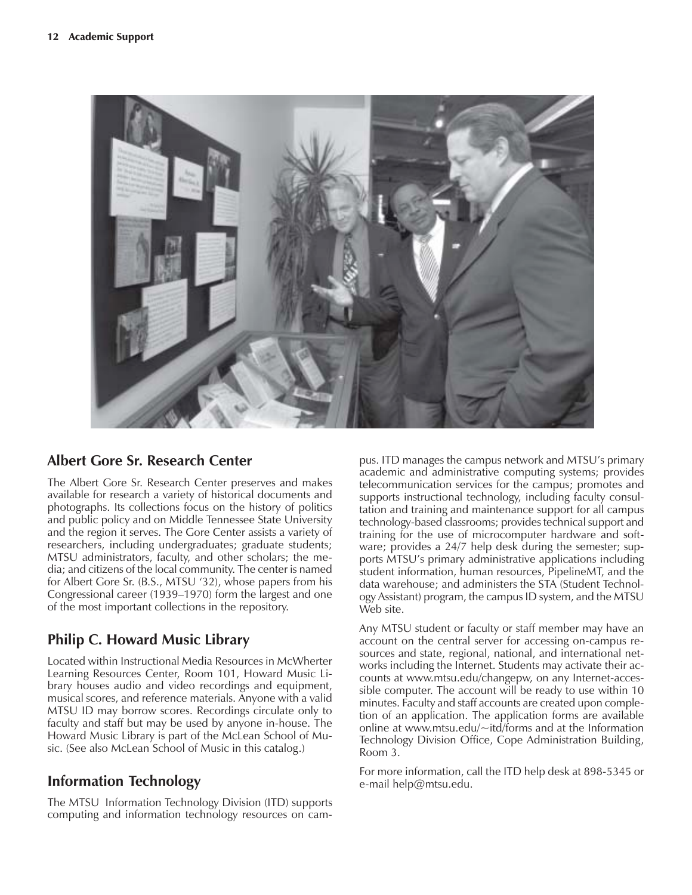## Albert Gore Sr. Research Center

The Albert Gore Sr. Research Center preserves and makes available for research a variety of historical documents and photographs. Its collections focus on the history of politics and public policy and on Middle Tennessee State University and the region it serves. The Gore Center assists a variety of researchers, including undergraduates; graduate students; MTSU administrators, faculty, and other scholars; the media; and citizens of the local community. The center is named for Albert Gore Sr. (B.S., MTSU '32), whose papers from his Congressional career (1939–1970) form the largest and one of the most important collections in the repository.

## Philip C. Howard Music Library

Located within Instructional Media Resources in McWherter Learning Resources Center, Room 101, Howard Music Library houses audio and video recordings and equipment, musical scores, and reference materials. Anyone with a valid MTSU ID may borrow scores. Recordings circulate only to faculty and staff but may be used by anyone in-house. The Howard Music Library is part of the McLean School of Music. (See also McLean School of Music in this catalog.)

## Information Technology

The MTSU Information Technology Division (ITD) supports computing and information technology resources on campus. ITD manages the campus network and MTSU's primary academic and administrative computing systems; provides telecommunication services for the campus; promotes and supports instructional technology, including faculty consultation and training and maintenance support for all campus technology-based classrooms; provides technical support and training for the use of microcomputer hardware and software; provides a 24/7 help desk during the semester; supports MTSU's primary administrative applications including student information, human resources, PipelineMT, and the data warehouse; and administers the STA (Student Technology Assistant) program, the campus ID system, and the MTSU Web site.

Any MTSU student or faculty or staff member may have an account on the central server for accessing on-campus resources and state, regional, national, and international networks including the Internet. Students may activate their accounts at www.mtsu.edu/changepw, on any Internet-accessible computer. The account will be ready to use within 10 minutes. Faculty and staff accounts are created upon completion of an application. The application forms are available online at www.mtsu.edu/~itd/forms and at the Information Technology Division Office, Cope Administration Building, Room 3.

For more information, call the ITD help desk at 898-5345 or e-mail help@mtsu.edu.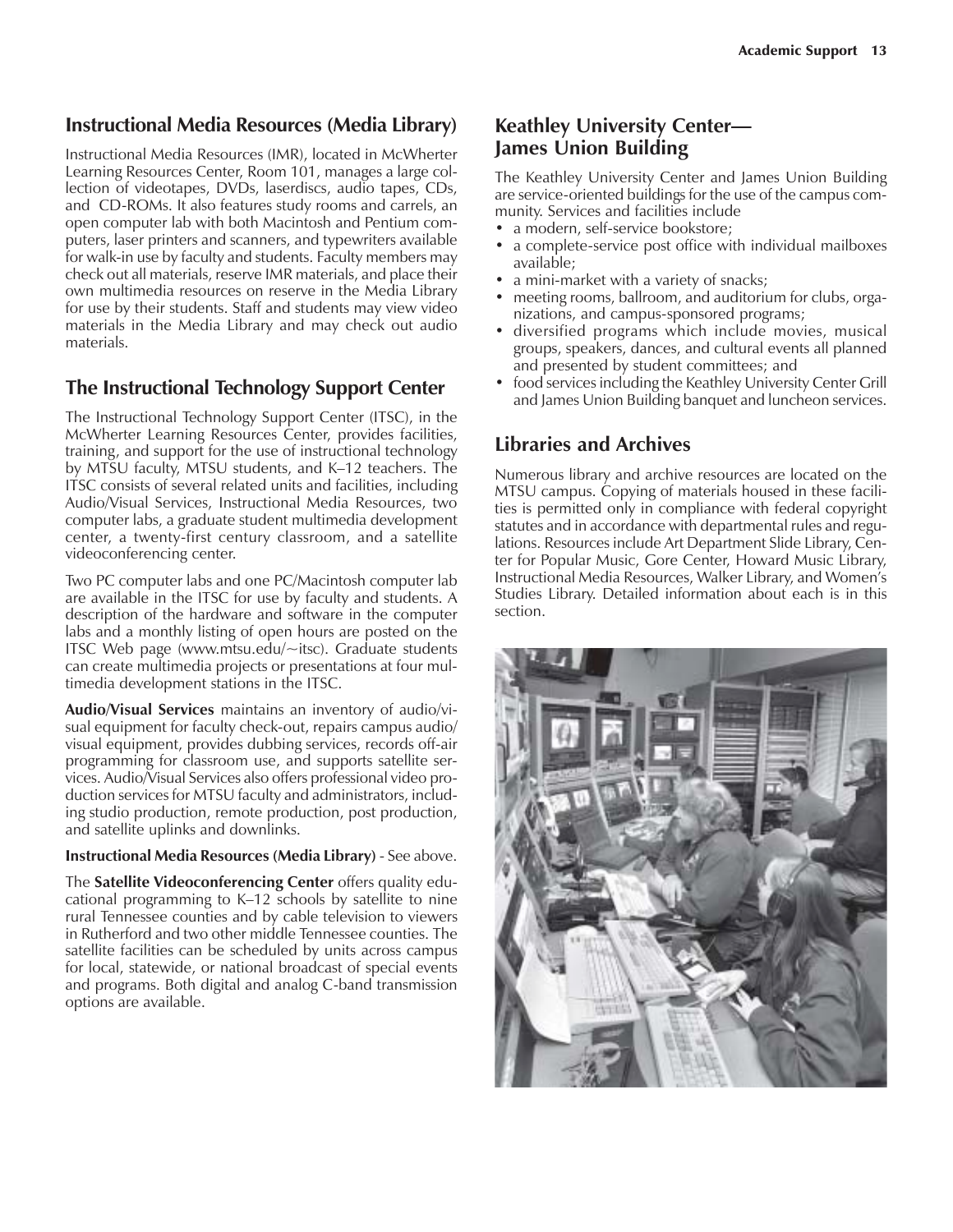## Instructional Media Resources (Media Library)

Instructional Media Resources (IMR), located in McWherter Learning Resources Center, Room 101, manages a large collection of videotapes, DVDs, laserdiscs, audio tapes, CDs, and CD-ROMs. It also features study rooms and carrels, an open computer lab with both Macintosh and Pentium computers, laser printers and scanners, and typewriters available for walk-in use by faculty and students. Faculty members may check out all materials, reserve IMR materials, and place their own multimedia resources on reserve in the Media Library for use by their students. Staff and students may view video materials in the Media Library and may check out audio materials.

## The Instructional Technology Support Center

The Instructional Technology Support Center (ITSC), in the McWherter Learning Resources Center, provides facilities, training, and support for the use of instructional technology by MTSU faculty, MTSU students, and K–12 teachers. The ITSC consists of several related units and facilities, including Audio/Visual Services, Instructional Media Resources, two computer labs, a graduate student multimedia development center, a twenty-first century classroom, and a satellite videoconferencing center.

Two PC computer labs and one PC/Macintosh computer lab are available in the ITSC for use by faculty and students. A description of the hardware and software in the computer labs and a monthly listing of open hours are posted on the ITSC Web page (www.mtsu.edu/~itsc). Graduate students can create multimedia projects or presentations at four multimedia development stations in the ITSC.

**Audio/Visual Services** maintains an inventory of audio/visual equipment for faculty check-out, repairs campus audio/visual equipment, provides dubbing services, records off-air programming for classroom use, and supports satellite services. Audio/Visual Services also offers professional video production services for MTSU faculty and administrators, including studio production, remote production, post production, and satellite uplinks and downlinks.

**Instructional Media Resources (Media Library)** - See above.

The **Satellite Videoconferencing Center** offers quality educational programming to K–12 schools by satellite to nine rural Tennessee counties and by cable television to viewers in Rutherford and two other middle Tennessee counties. The satellite facilities can be scheduled by units across campus for local, statewide, or national broadcast of special events and programs. Both digital and analog C-band transmission options are available.

## Keathley University Center— James Union Building

The Keathley University Center and James Union Building are service-oriented buildings for the use of the campus community. Services and facilities include

- a modern, self-service bookstore;
- a complete-service post office with individual mailboxes available;
- a mini-market with a variety of snacks;
- meeting rooms, ballroom, and auditorium for clubs, organizations, and campus-sponsored programs;
- diversified programs which include movies, musical groups, speakers, dances, and cultural events all planned and presented by student committees; and
- food services including the Keathley University Center Grill and James Union Building banquet and luncheon services.

## Libraries and Archives

Numerous library and archive resources are located on the MTSU campus. Copying of materials housed in these facilities is permitted only in compliance with federal copyright statutes and in accordance with departmental rules and regulations. Resources include Art Department Slide Library, Center for Popular Music, Gore Center, Howard Music Library, Instructional Media Resources, Walker Library, and Women's Studies Library. Detailed information about each is in this section.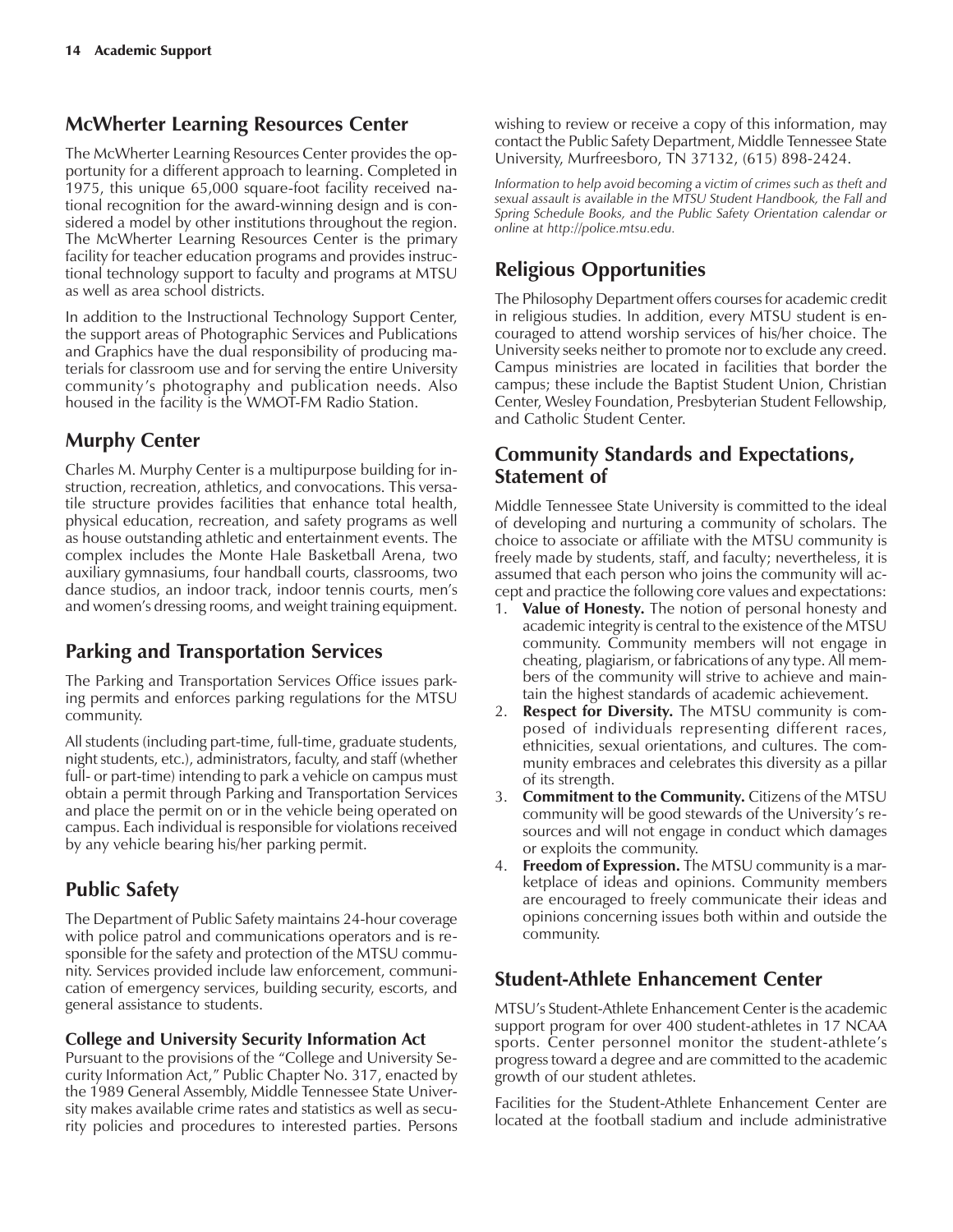## McWherter Learning Resources Center

The McWherter Learning Resources Center provides the opportunity for a different approach to learning. Completed in 1975, this unique 65,000 square-foot facility received national recognition for the award-winning design and is considered a model by other institutions throughout the region. The McWherter Learning Resources Center is the primary facility for teacher education programs and provides instructional technology support to faculty and programs at MTSU as well as area school districts.

In addition to the Instructional Technology Support Center, the support areas of Photographic Services and Publications and Graphics have the dual responsibility of producing materials for classroom use and for serving the entire University community's photography and publication needs. Also housed in the facility is the WMOT-FM Radio Station.

## Murphy Center

Charles M. Murphy Center is a multipurpose building for instruction, recreation, athletics, and convocations. This versatile structure provides facilities that enhance total health, physical education, recreation, and safety programs as well as house outstanding athletic and entertainment events. The complex includes the Monte Hale Basketball Arena, two auxiliary gymnasiums, four handball courts, classrooms, two dance studios, an indoor track, indoor tennis courts, men's and women's dressing rooms, and weight training equipment.

## Parking and Transportation Services

The Parking and Transportation Services Office issues parking permits and enforces parking regulations for the MTSU community.

All students (including part-time, full-time, graduate students, night students, etc.), administrators, faculty, and staff (whether full- or part-time) intending to park a vehicle on campus must obtain a permit through Parking and Transportation Services and place the permit on or in the vehicle being operated on campus. Each individual is responsible for violations received by any vehicle bearing his/her parking permit.

## Public Safety

The Department of Public Safety maintains 24-hour coverage with police patrol and communications operators and is responsible for the safety and protection of the MTSU community. Services provided include law enforcement, communication of emergency services, building security, escorts, and general assistance to students.

### College and University Security Information Act

Pursuant to the provisions of the "College and University Security Information Act," Public Chapter No. 317, enacted by the 1989 General Assembly, Middle Tennessee State University makes available crime rates and statistics as well as security policies and procedures to interested parties. Persons wishing to review or receive a copy of this information, may contact the Public Safety Department, Middle Tennessee State University, Murfreesboro, TN 37132, (615) 898-2424.

*Information to help avoid becoming a victim of crimes such as theft and sexual assault is available in the MTSU Student Handbook, the Fall and Spring Schedule Books, and the Public Safety Orientation calendar or online at http://police.mtsu.edu.*

## Religious Opportunities

The Philosophy Department offers courses for academic credit in religious studies. In addition, every MTSU student is encouraged to attend worship services of his/her choice. The University seeks neither to promote nor to exclude any creed. Campus ministries are located in facilities that border the campus; these include the Baptist Student Union, Christian Center, Wesley Foundation, Presbyterian Student Fellowship, and Catholic Student Center.

## Community Standards and Expectations, Statement of

Middle Tennessee State University is committed to the ideal of developing and nurturing a community of scholars. The choice to associate or affiliate with the MTSU community is freely made by students, staff, and faculty; nevertheless, it is assumed that each person who joins the community will accept and practice the following core values and expectations:

1. **Value of Honesty.** The notion of personal honesty and academic integrity is central to the existence of the MTSU community. Community members will not engage in cheating, plagiarism, or fabrications of any type. All members of the community will strive to achieve and maintain the highest standards of academic achievement.
2. **Respect for Diversity.** The MTSU community is composed of individuals representing different races, ethnicities, sexual orientations, and cultures. The community embraces and celebrates this diversity as a pillar of its strength.
3. **Commitment to the Community.** Citizens of the MTSU community will be good stewards of the University's resources and will not engage in conduct which damages or exploits the community.
4. **Freedom of Expression.** The MTSU community is a marketplace of ideas and opinions. Community members are encouraged to freely communicate their ideas and opinions concerning issues both within and outside the community.

## Student-Athlete Enhancement Center

MTSU's Student-Athlete Enhancement Center is the academic support program for over 400 student-athletes in 17 NCAA sports. Center personnel monitor the student-athlete's progress toward a degree and are committed to the academic growth of our student athletes.

Facilities for the Student-Athlete Enhancement Center are located at the football stadium and include administrative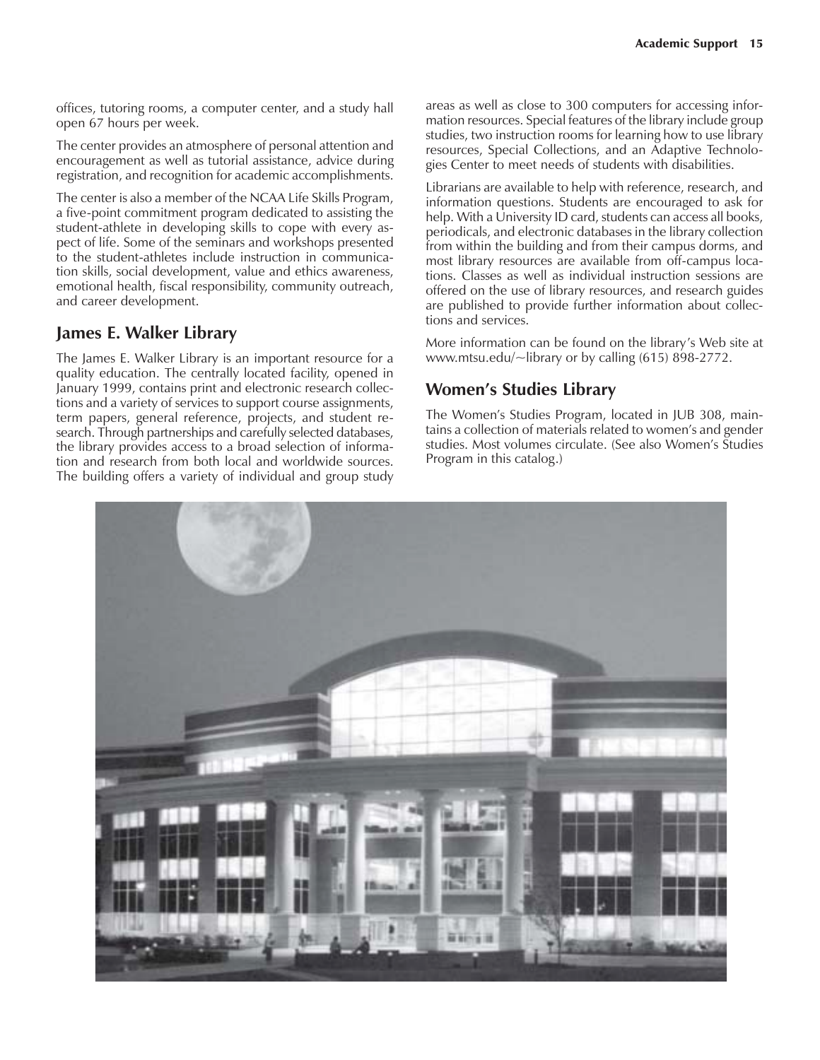offices, tutoring rooms, a computer center, and a study hall open 67 hours per week.

The center provides an atmosphere of personal attention and encouragement as well as tutorial assistance, advice during registration, and recognition for academic accomplishments.

The center is also a member of the NCAA Life Skills Program, a five-point commitment program dedicated to assisting the student-athlete in developing skills to cope with every aspect of life. Some of the seminars and workshops presented to the student-athletes include instruction in communication skills, social development, value and ethics awareness, emotional health, fiscal responsibility, community outreach, and career development.

## James E. Walker Library

The James E. Walker Library is an important resource for a quality education. The centrally located facility, opened in January 1999, contains print and electronic research collections and a variety of services to support course assignments, term papers, general reference, projects, and student research. Through partnerships and carefully selected databases, the library provides access to a broad selection of information and research from both local and worldwide sources. The building offers a variety of individual and group study areas as well as close to 300 computers for accessing information resources. Special features of the library include group studies, two instruction rooms for learning how to use library resources, Special Collections, and an Adaptive Technologies Center to meet needs of students with disabilities.

Librarians are available to help with reference, research, and information questions. Students are encouraged to ask for help. With a University ID card, students can access all books, periodicals, and electronic databases in the library collection from within the building and from their campus dorms, and most library resources are available from off-campus locations. Classes as well as individual instruction sessions are offered on the use of library resources, and research guides are published to provide further information about collections and services.

More information can be found on the library's Web site at www.mtsu.edu/~library or by calling (615) 898-2772.

## Women's Studies Library

The Women's Studies Program, located in JUB 308, maintains a collection of materials related to women's and gender studies. Most volumes circulate. (See also Women's Studies Program in this catalog.)